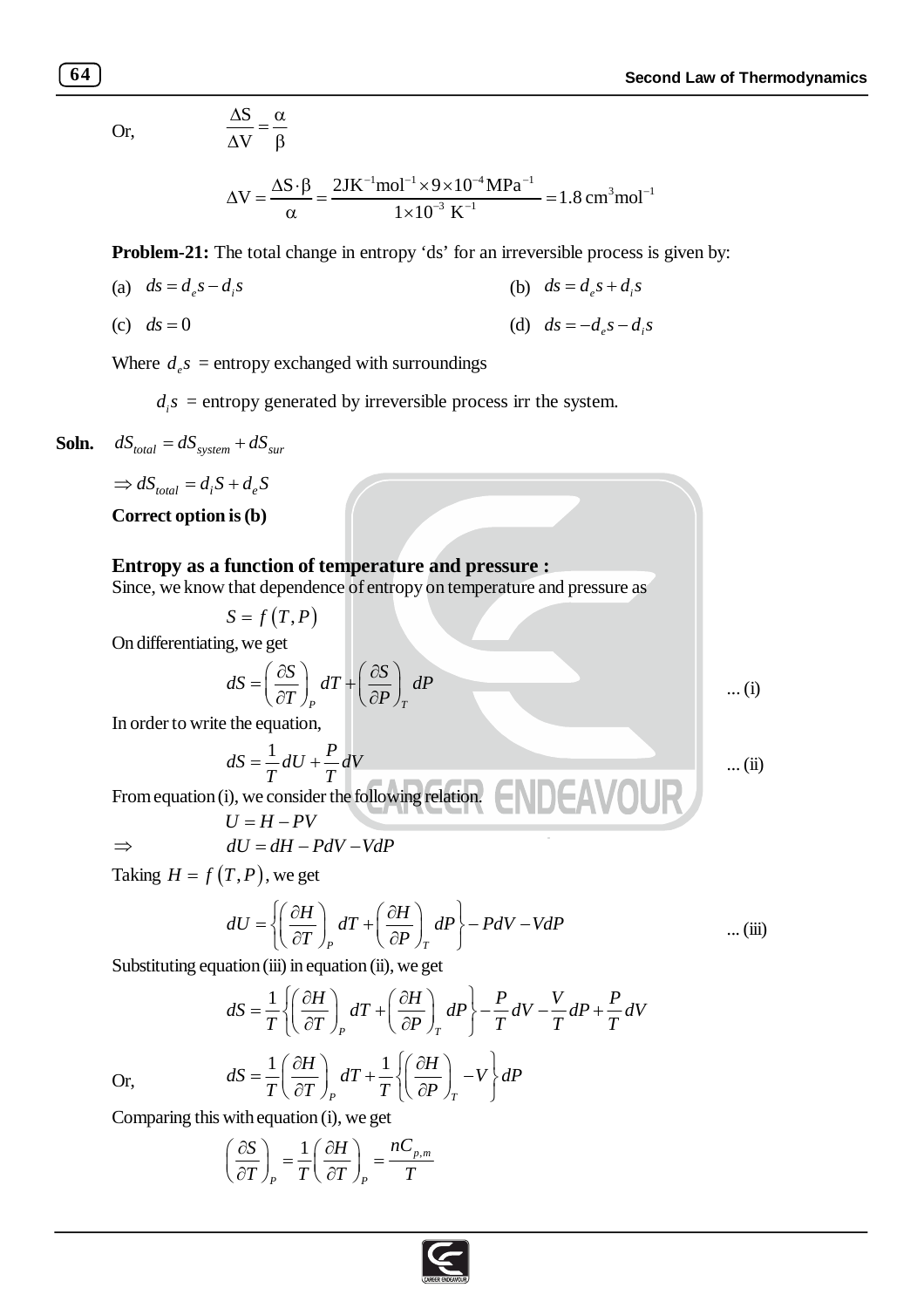Or, $$\frac{\Delta S}{\Delta V} = \frac{\alpha}{\beta}$$

$$\Delta V = \frac{\Delta S \cdot \beta}{\alpha} = \frac{2 JK^{-1} mol^{-1} \times 9 \times 10^{-4} MPa^{-1}}{1 \times 10^{-3}\ K^{-1}} = 1.8\ cm^3 mol^{-1}$$

**Problem-21:** The total change in entropy 'ds' for an irreversible process is given by:

(a) $ds = d_e s - d_i s$

(b) $ds = d_e s + d_i s$

(c) $ds = 0$

(d) $ds = -d_e s - d_i s$

Where $d_e s$ = entropy exchanged with surroundings

$d_i s$ = entropy generated by irreversible process irr the system.

**Soln.** $dS_{total} = dS_{system} + dS_{sur}$

$\Rightarrow dS_{total} = d_i S + d_e S$

**Correct option is (b)**

## Entropy as a function of temperature and pressure :

Since, we know that dependence of entropy on temperature and pressure as

$$S = f(T, P)$$

On differentiating, we get

$$dS = \left(\frac{\partial S}{\partial T}\right)_P dT + \left(\frac{\partial S}{\partial P}\right)_T dP \quad \text{... (i)}$$

In order to write the equation,

$$dS = \frac{1}{T} dU + \frac{P}{T} dV \quad \text{... (ii)}$$

From equation (i), we consider the following relation.

$$U = H - PV$$

$$\Rightarrow \quad dU = dH - PdV - VdP$$

Taking $H = f(T, P)$, we get

$$dU = \left\{\left(\frac{\partial H}{\partial T}\right)_P dT + \left(\frac{\partial H}{\partial P}\right)_T dP\right\} - PdV - VdP \quad \text{... (iii)}$$

Substituting equation (iii) in equation (ii), we get

$$dS = \frac{1}{T}\left\{\left(\frac{\partial H}{\partial T}\right)_P dT + \left(\frac{\partial H}{\partial P}\right)_T dP\right\} - \frac{P}{T} dV - \frac{V}{T} dP + \frac{P}{T} dV$$

Or, $$dS = \frac{1}{T}\left(\frac{\partial H}{\partial T}\right)_P dT + \frac{1}{T}\left\{\left(\frac{\partial H}{\partial P}\right)_T - V\right\} dP$$

Comparing this with equation (i), we get

$$\left(\frac{\partial S}{\partial T}\right)_P = \frac{1}{T}\left(\frac{\partial H}{\partial T}\right)_P = \frac{nC_{p,m}}{T}$$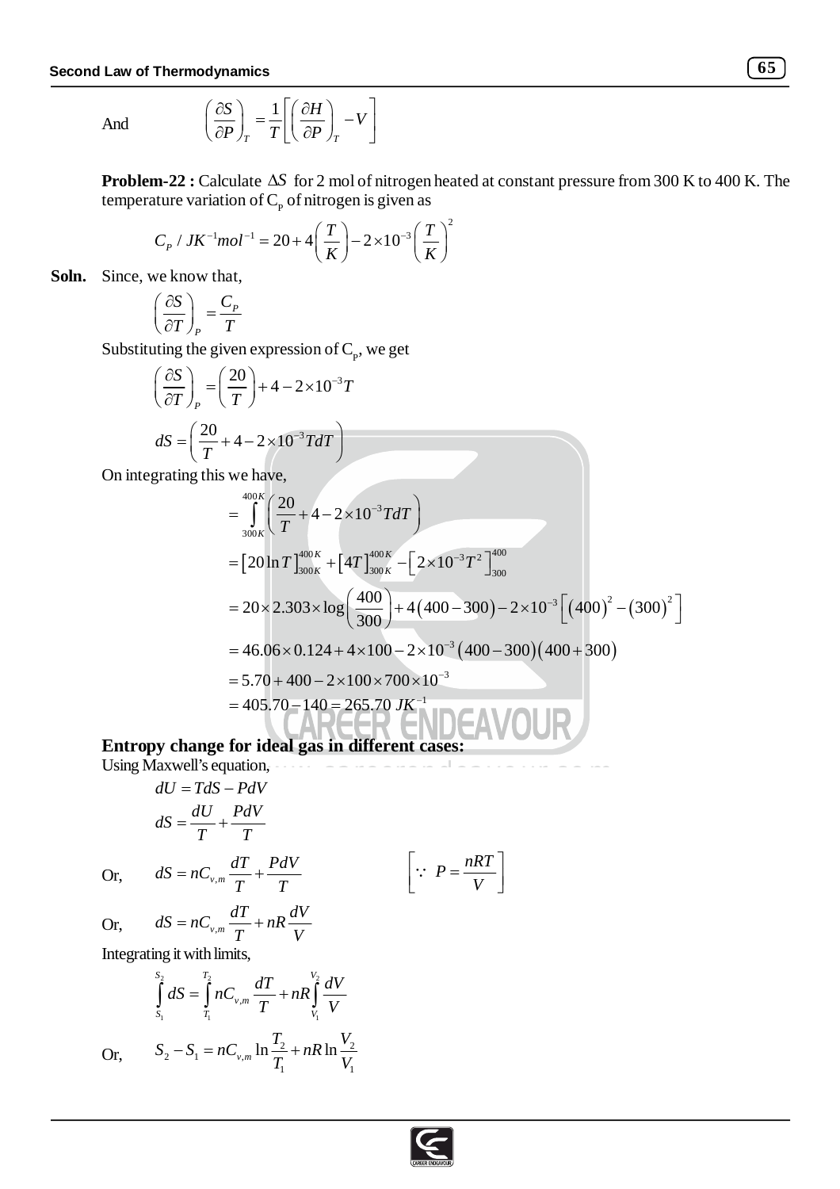And $\qquad \left(\frac{\partial S}{\partial P}\right)_T = \frac{1}{T}\left[\left(\frac{\partial H}{\partial P}\right)_T - V\right]$

**Problem-22 :** Calculate $\Delta S$ for 2 mol of nitrogen heated at constant pressure from 300 K to 400 K. The temperature variation of $C_p$ of nitrogen is given as

$$C_P / JK^{-1}mol^{-1} = 20 + 4\left(\frac{T}{K}\right) - 2\times10^{-3}\left(\frac{T}{K}\right)^2$$

**Soln.** Since, we know that,

$$\left(\frac{\partial S}{\partial T}\right)_P = \frac{C_P}{T}$$

Substituting the given expression of $C_p$, we get

$$\left(\frac{\partial S}{\partial T}\right)_P = \left(\frac{20}{T}\right) + 4 - 2\times10^{-3}T$$

$$dS = \left(\frac{20}{T} + 4 - 2\times10^{-3}TdT\right)$$

On integrating this we have,

$$= \int_{300K}^{400K}\left(\frac{20}{T} + 4 - 2\times10^{-3}TdT\right)$$

$$= \left[20\ln T\right]_{300K}^{400K} + \left[4T\right]_{300K}^{400K} - \left[2\times10^{-3}T^2\right]_{300}^{400}$$

$$= 20\times2.303\times\log\left(\frac{400}{300}\right) + 4\left(400-300\right) - 2\times10^{-3}\left[\left(400\right)^2 - \left(300\right)^2\right]$$

$$= 46.06\times0.124 + 4\times100 - 2\times10^{-3}\left(400-300\right)\left(400+300\right)$$

$$= 5.70 + 400 - 2\times100\times700\times10^{-3}$$

$$= 405.70 - 140 = 265.70\ JK^{-1}$$

### Entropy change for ideal gas in different cases:

Using Maxwell's equation,

$$dU = TdS - PdV$$

$$dS = \frac{dU}{T} + \frac{PdV}{T}$$

Or, $\qquad dS = nC_{v,m}\frac{dT}{T} + \frac{PdV}{T} \qquad \left[\because\ P = \frac{nRT}{V}\right]$

Or, $\qquad dS = nC_{v,m}\frac{dT}{T} + nR\frac{dV}{V}$

Integrating it with limits,

$$\int_{S_1}^{S_2} dS = \int_{T_1}^{T_2} nC_{v,m}\frac{dT}{T} + nR\int_{V_1}^{V_2}\frac{dV}{V}$$

Or, $\qquad S_2 - S_1 = nC_{v,m}\ln\frac{T_2}{T_1} + nR\ln\frac{V_2}{V_1}$